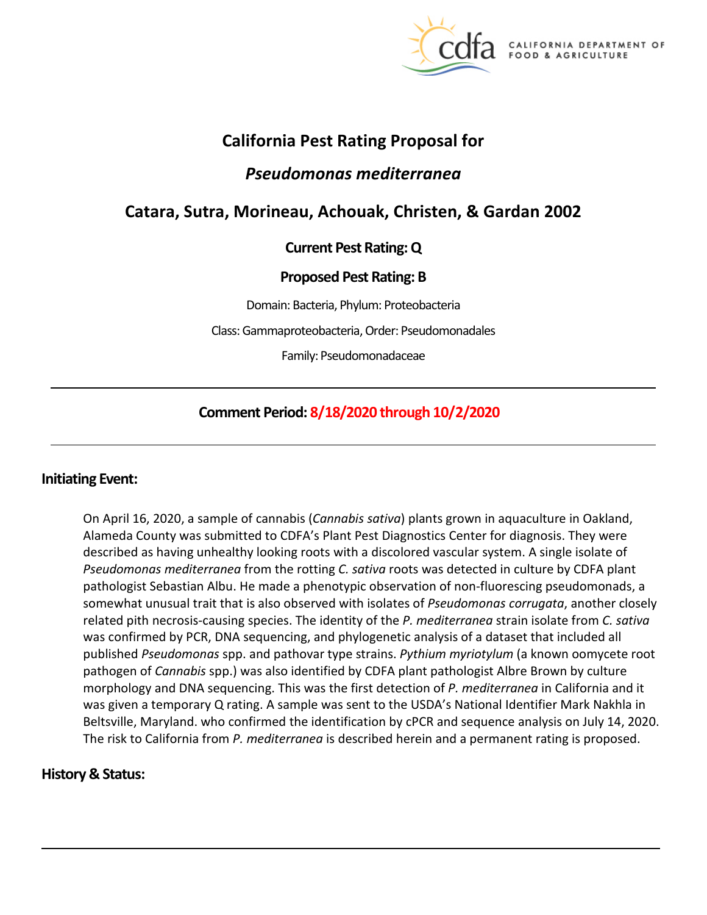# California Pest Rating Proposal for

## *Pseudomonas mediterranea*

## Catara, Sutra, Morineau, Achouak, Christen, & Gardan 2002

**Current Pest Rating: Q**

**Proposed Pest Rating: B**

Domain: Bacteria, Phylum: Proteobacteria

Class: Gammaproteobacteria, Order: Pseudomonadales

Family: Pseudomonadaceae

---

**Comment Period: 8/18/2020 through 10/2/2020**

---

### Initiating Event:

On April 16, 2020, a sample of cannabis (*Cannabis sativa*) plants grown in aquaculture in Oakland, Alameda County was submitted to CDFA's Plant Pest Diagnostics Center for diagnosis. They were described as having unhealthy looking roots with a discolored vascular system. A single isolate of *Pseudomonas mediterranea* from the rotting *C. sativa* roots was detected in culture by CDFA plant pathologist Sebastian Albu. He made a phenotypic observation of non-fluorescing pseudomonads, a somewhat unusual trait that is also observed with isolates of *Pseudomonas corrugata*, another closely related pith necrosis-causing species. The identity of the *P. mediterranea* strain isolate from *C. sativa* was confirmed by PCR, DNA sequencing, and phylogenetic analysis of a dataset that included all published *Pseudomonas* spp. and pathovar type strains. *Pythium myriotylum* (a known oomycete root pathogen of *Cannabis* spp.) was also identified by CDFA plant pathologist Albre Brown by culture morphology and DNA sequencing. This was the first detection of *P. mediterranea* in California and it was given a temporary Q rating. A sample was sent to the USDA's National Identifier Mark Nakhla in Beltsville, Maryland. who confirmed the identification by cPCR and sequence analysis on July 14, 2020. The risk to California from *P. mediterranea* is described herein and a permanent rating is proposed.

### History & Status: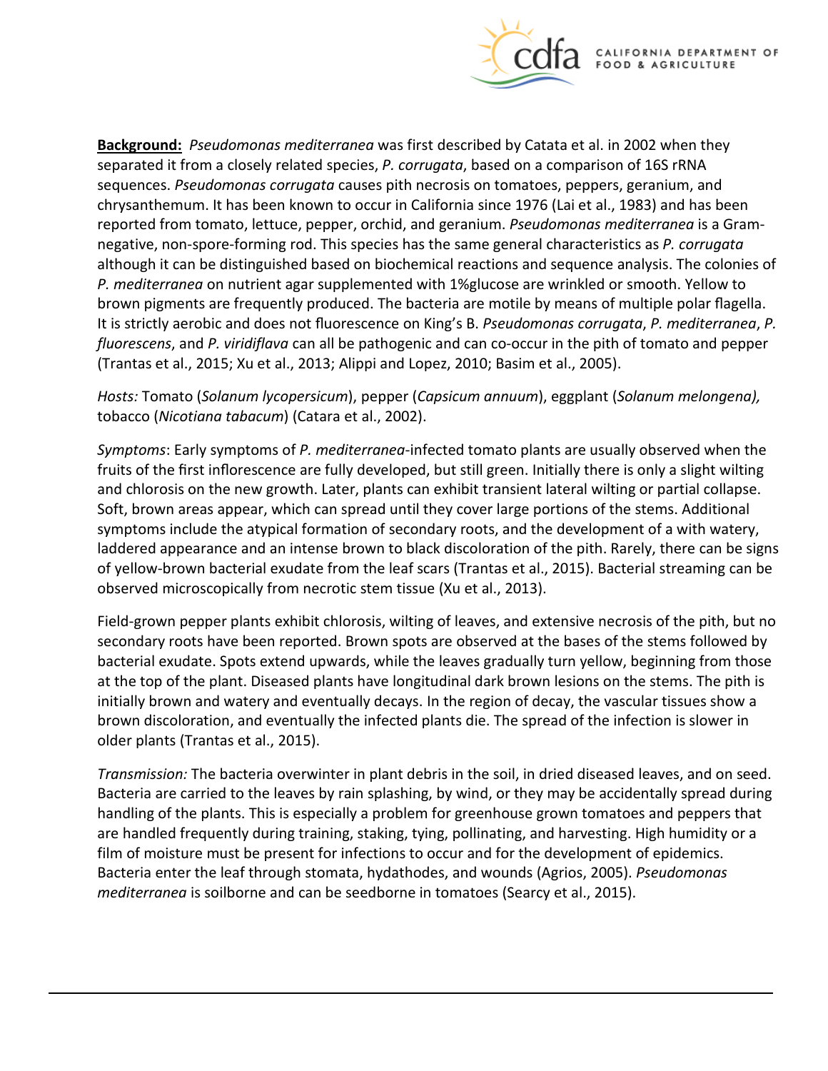**Background:** *Pseudomonas mediterranea* was first described by Catata et al. in 2002 when they separated it from a closely related species, *P. corrugata*, based on a comparison of 16S rRNA sequences. *Pseudomonas corrugata* causes pith necrosis on tomatoes, peppers, geranium, and chrysanthemum. It has been known to occur in California since 1976 (Lai et al., 1983) and has been reported from tomato, lettuce, pepper, orchid, and geranium. *Pseudomonas mediterranea* is a Gram-negative, non-spore-forming rod. This species has the same general characteristics as *P. corrugata* although it can be distinguished based on biochemical reactions and sequence analysis. The colonies of *P. mediterranea* on nutrient agar supplemented with 1%glucose are wrinkled or smooth. Yellow to brown pigments are frequently produced. The bacteria are motile by means of multiple polar flagella. It is strictly aerobic and does not fluorescence on King's B. *Pseudomonas corrugata*, *P. mediterranea*, *P. fluorescens*, and *P. viridiflava* can all be pathogenic and can co-occur in the pith of tomato and pepper (Trantas et al., 2015; Xu et al., 2013; Alippi and Lopez, 2010; Basim et al., 2005).

*Hosts:* Tomato (*Solanum lycopersicum*), pepper (*Capsicum annuum*), eggplant (*Solanum melongena),* tobacco (*Nicotiana tabacum*) (Catara et al., 2002).

*Symptoms*: Early symptoms of *P. mediterranea*-infected tomato plants are usually observed when the fruits of the first inflorescence are fully developed, but still green. Initially there is only a slight wilting and chlorosis on the new growth. Later, plants can exhibit transient lateral wilting or partial collapse. Soft, brown areas appear, which can spread until they cover large portions of the stems. Additional symptoms include the atypical formation of secondary roots, and the development of a with watery, laddered appearance and an intense brown to black discoloration of the pith. Rarely, there can be signs of yellow-brown bacterial exudate from the leaf scars (Trantas et al., 2015). Bacterial streaming can be observed microscopically from necrotic stem tissue (Xu et al., 2013).

Field-grown pepper plants exhibit chlorosis, wilting of leaves, and extensive necrosis of the pith, but no secondary roots have been reported. Brown spots are observed at the bases of the stems followed by bacterial exudate. Spots extend upwards, while the leaves gradually turn yellow, beginning from those at the top of the plant. Diseased plants have longitudinal dark brown lesions on the stems. The pith is initially brown and watery and eventually decays. In the region of decay, the vascular tissues show a brown discoloration, and eventually the infected plants die. The spread of the infection is slower in older plants (Trantas et al., 2015).

*Transmission:* The bacteria overwinter in plant debris in the soil, in dried diseased leaves, and on seed. Bacteria are carried to the leaves by rain splashing, by wind, or they may be accidentally spread during handling of the plants. This is especially a problem for greenhouse grown tomatoes and peppers that are handled frequently during training, staking, tying, pollinating, and harvesting. High humidity or a film of moisture must be present for infections to occur and for the development of epidemics. Bacteria enter the leaf through stomata, hydathodes, and wounds (Agrios, 2005). *Pseudomonas mediterranea* is soilborne and can be seedborne in tomatoes (Searcy et al., 2015).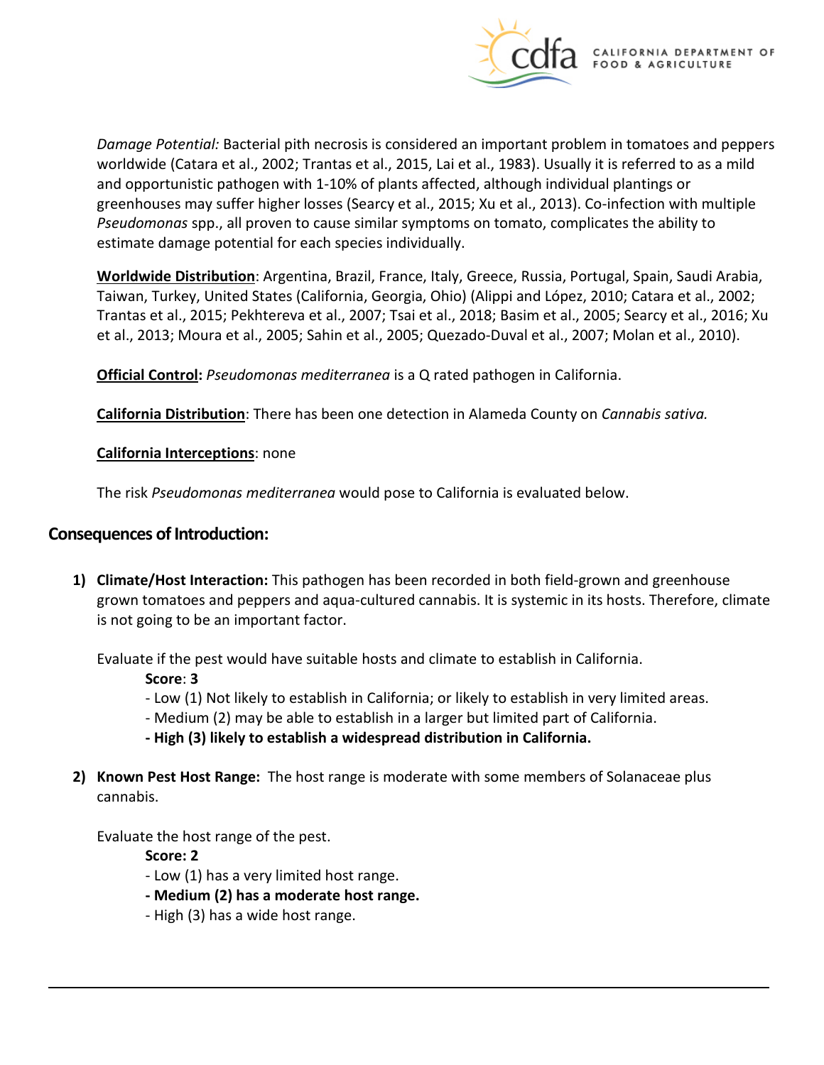*Damage Potential:* Bacterial pith necrosis is considered an important problem in tomatoes and peppers worldwide (Catara et al., 2002; Trantas et al., 2015, Lai et al., 1983). Usually it is referred to as a mild and opportunistic pathogen with 1-10% of plants affected, although individual plantings or greenhouses may suffer higher losses (Searcy et al., 2015; Xu et al., 2013). Co-infection with multiple *Pseudomonas* spp., all proven to cause similar symptoms on tomato, complicates the ability to estimate damage potential for each species individually.

**Worldwide Distribution**: Argentina, Brazil, France, Italy, Greece, Russia, Portugal, Spain, Saudi Arabia, Taiwan, Turkey, United States (California, Georgia, Ohio) (Alippi and López, 2010; Catara et al., 2002; Trantas et al., 2015; Pekhtereva et al., 2007; Tsai et al., 2018; Basim et al., 2005; Searcy et al., 2016; Xu et al., 2013; Moura et al., 2005; Sahin et al., 2005; Quezado-Duval et al., 2007; Molan et al., 2010).

**Official Control:** *Pseudomonas mediterranea* is a Q rated pathogen in California.

**California Distribution**: There has been one detection in Alameda County on *Cannabis sativa.*

**California Interceptions**: none

The risk *Pseudomonas mediterranea* would pose to California is evaluated below.

## Consequences of Introduction:

1) **Climate/Host Interaction:** This pathogen has been recorded in both field-grown and greenhouse grown tomatoes and peppers and aqua-cultured cannabis. It is systemic in its hosts. Therefore, climate is not going to be an important factor.

   Evaluate if the pest would have suitable hosts and climate to establish in California.

   **Score**: **3**

   - Low (1) Not likely to establish in California; or likely to establish in very limited areas.
   - Medium (2) may be able to establish in a larger but limited part of California.
   - **High (3) likely to establish a widespread distribution in California.**

2) **Known Pest Host Range:** The host range is moderate with some members of Solanaceae plus cannabis.

   Evaluate the host range of the pest.

   **Score: 2**

   - Low (1) has a very limited host range.
   - **Medium (2) has a moderate host range.**
   - High (3) has a wide host range.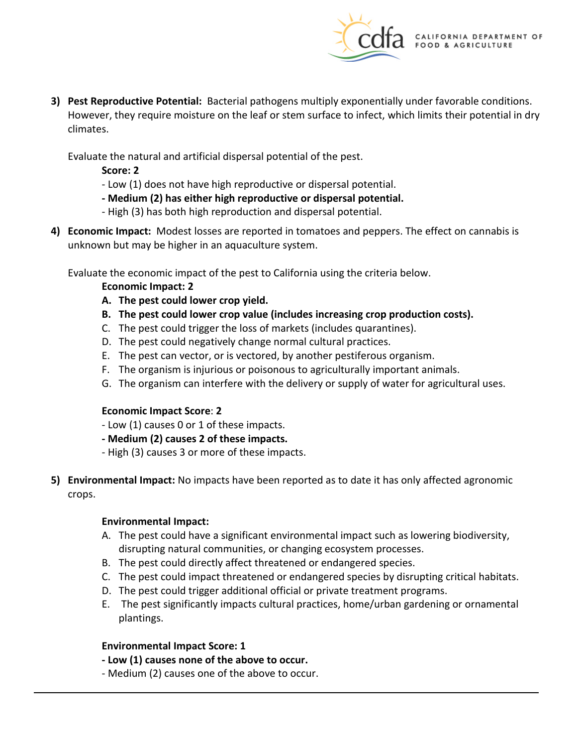3) **Pest Reproductive Potential:** Bacterial pathogens multiply exponentially under favorable conditions. However, they require moisture on the leaf or stem surface to infect, which limits their potential in dry climates.

   Evaluate the natural and artificial dispersal potential of the pest.

   **Score: 2**

   - Low (1) does not have high reproductive or dispersal potential.
   - **Medium (2) has either high reproductive or dispersal potential.**
   - High (3) has both high reproduction and dispersal potential.

4) **Economic Impact:** Modest losses are reported in tomatoes and peppers. The effect on cannabis is unknown but may be higher in an aquaculture system.

   Evaluate the economic impact of the pest to California using the criteria below.

   **Economic Impact: 2**

   **A. The pest could lower crop yield.**
   **B. The pest could lower crop value (includes increasing crop production costs).**
   C. The pest could trigger the loss of markets (includes quarantines).
   D. The pest could negatively change normal cultural practices.
   E. The pest can vector, or is vectored, by another pestiferous organism.
   F. The organism is injurious or poisonous to agriculturally important animals.
   G. The organism can interfere with the delivery or supply of water for agricultural uses.

   **Economic Impact Score**: **2**

   - Low (1) causes 0 or 1 of these impacts.
   - **Medium (2) causes 2 of these impacts.**
   - High (3) causes 3 or more of these impacts.

5) **Environmental Impact:** No impacts have been reported as to date it has only affected agronomic crops.

   **Environmental Impact:**

   A. The pest could have a significant environmental impact such as lowering biodiversity, disrupting natural communities, or changing ecosystem processes.
   B. The pest could directly affect threatened or endangered species.
   C. The pest could impact threatened or endangered species by disrupting critical habitats.
   D. The pest could trigger additional official or private treatment programs.
   E. The pest significantly impacts cultural practices, home/urban gardening or ornamental plantings.

   **Environmental Impact Score: 1**

   - **Low (1) causes none of the above to occur.**
   - Medium (2) causes one of the above to occur.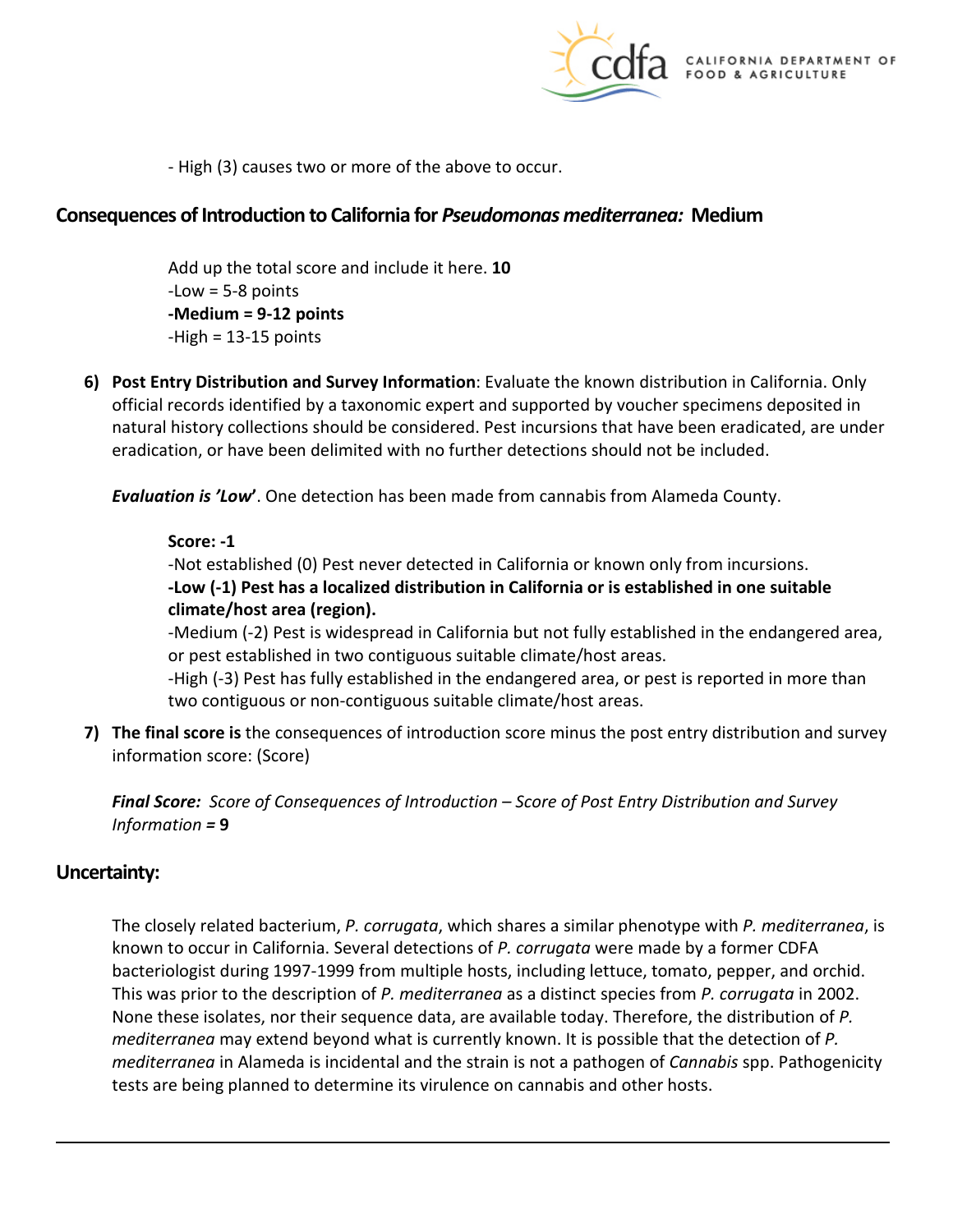- High (3) causes two or more of the above to occur.

## Consequences of Introduction to California for *Pseudomonas mediterranea:* Medium

Add up the total score and include it here. **10**
-Low = 5-8 points
**-Medium = 9-12 points**
-High = 13-15 points

6) **Post Entry Distribution and Survey Information**: Evaluate the known distribution in California. Only official records identified by a taxonomic expert and supported by voucher specimens deposited in natural history collections should be considered. Pest incursions that have been eradicated, are under eradication, or have been delimited with no further detections should not be included.

   ***Evaluation is 'Low'***. One detection has been made from cannabis from Alameda County.

   **Score: -1**
   -Not established (0) Pest never detected in California or known only from incursions.
   **-Low (-1) Pest has a localized distribution in California or is established in one suitable climate/host area (region).**
   -Medium (-2) Pest is widespread in California but not fully established in the endangered area, or pest established in two contiguous suitable climate/host areas.
   -High (-3) Pest has fully established in the endangered area, or pest is reported in more than two contiguous or non-contiguous suitable climate/host areas.

7) **The final score is** the consequences of introduction score minus the post entry distribution and survey information score: (Score)

   ***Final Score:*** *Score of Consequences of Introduction – Score of Post Entry Distribution and Survey Information =* **9**

## Uncertainty:

The closely related bacterium, *P. corrugata*, which shares a similar phenotype with *P. mediterranea*, is known to occur in California. Several detections of *P. corrugata* were made by a former CDFA bacteriologist during 1997-1999 from multiple hosts, including lettuce, tomato, pepper, and orchid. This was prior to the description of *P. mediterranea* as a distinct species from *P. corrugata* in 2002. None these isolates, nor their sequence data, are available today. Therefore, the distribution of *P. mediterranea* may extend beyond what is currently known. It is possible that the detection of *P. mediterranea* in Alameda is incidental and the strain is not a pathogen of *Cannabis* spp. Pathogenicity tests are being planned to determine its virulence on cannabis and other hosts.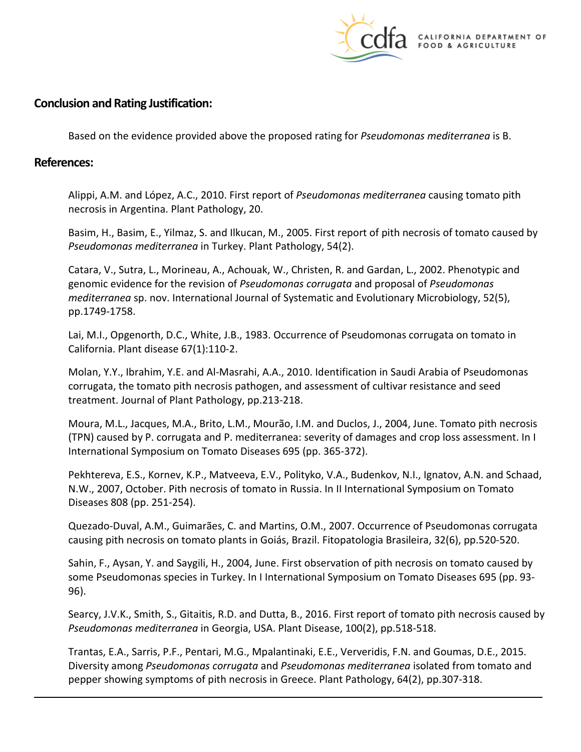## Conclusion and Rating Justification:

Based on the evidence provided above the proposed rating for *Pseudomonas mediterranea* is B.

## References:

Alippi, A.M. and López, A.C., 2010. First report of *Pseudomonas mediterranea* causing tomato pith necrosis in Argentina. Plant Pathology, 20.

Basim, H., Basim, E., Yilmaz, S. and Ilkucan, M., 2005. First report of pith necrosis of tomato caused by *Pseudomonas mediterranea* in Turkey. Plant Pathology, 54(2).

Catara, V., Sutra, L., Morineau, A., Achouak, W., Christen, R. and Gardan, L., 2002. Phenotypic and genomic evidence for the revision of *Pseudomonas corrugata* and proposal of *Pseudomonas mediterranea* sp. nov. International Journal of Systematic and Evolutionary Microbiology, 52(5), pp.1749-1758.

Lai, M.I., Opgenorth, D.C., White, J.B., 1983. Occurrence of Pseudomonas corrugata on tomato in California. Plant disease 67(1):110-2.

Molan, Y.Y., Ibrahim, Y.E. and Al-Masrahi, A.A., 2010. Identification in Saudi Arabia of Pseudomonas corrugata, the tomato pith necrosis pathogen, and assessment of cultivar resistance and seed treatment. Journal of Plant Pathology, pp.213-218.

Moura, M.L., Jacques, M.A., Brito, L.M., Mourão, I.M. and Duclos, J., 2004, June. Tomato pith necrosis (TPN) caused by P. corrugata and P. mediterranea: severity of damages and crop loss assessment. In I International Symposium on Tomato Diseases 695 (pp. 365-372).

Pekhtereva, E.S., Kornev, K.P., Matveeva, E.V., Polityko, V.A., Budenkov, N.I., Ignatov, A.N. and Schaad, N.W., 2007, October. Pith necrosis of tomato in Russia. In II International Symposium on Tomato Diseases 808 (pp. 251-254).

Quezado-Duval, A.M., Guimarães, C. and Martins, O.M., 2007. Occurrence of Pseudomonas corrugata causing pith necrosis on tomato plants in Goiás, Brazil. Fitopatologia Brasileira, 32(6), pp.520-520.

Sahin, F., Aysan, Y. and Saygili, H., 2004, June. First observation of pith necrosis on tomato caused by some Pseudomonas species in Turkey. In I International Symposium on Tomato Diseases 695 (pp. 93-96).

Searcy, J.V.K., Smith, S., Gitaitis, R.D. and Dutta, B., 2016. First report of tomato pith necrosis caused by *Pseudomonas mediterranea* in Georgia, USA. Plant Disease, 100(2), pp.518-518.

Trantas, E.A., Sarris, P.F., Pentari, M.G., Mpalantinaki, E.E., Ververidis, F.N. and Goumas, D.E., 2015. Diversity among *Pseudomonas corrugata* and *Pseudomonas mediterranea* isolated from tomato and pepper showing symptoms of pith necrosis in Greece. Plant Pathology, 64(2), pp.307-318.

---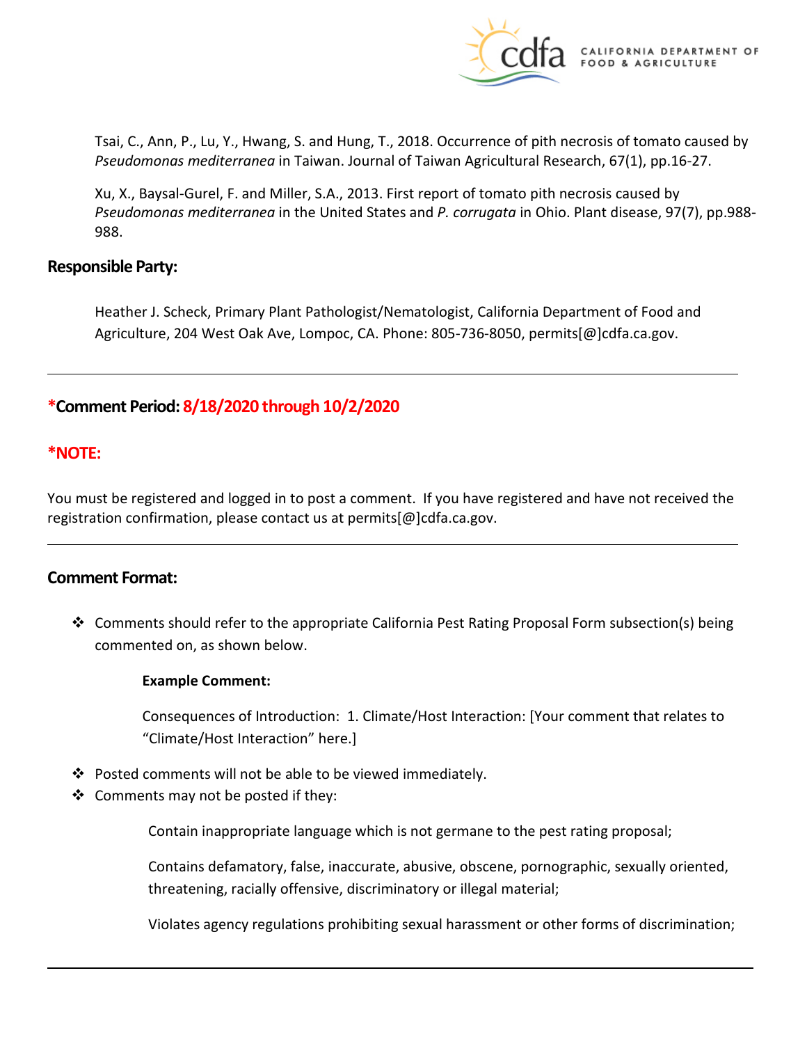Tsai, C., Ann, P., Lu, Y., Hwang, S. and Hung, T., 2018. Occurrence of pith necrosis of tomato caused by *Pseudomonas mediterranea* in Taiwan. Journal of Taiwan Agricultural Research, 67(1), pp.16-27.

Xu, X., Baysal-Gurel, F. and Miller, S.A., 2013. First report of tomato pith necrosis caused by *Pseudomonas mediterranea* in the United States and *P. corrugata* in Ohio. Plant disease, 97(7), pp.988-988.

## Responsible Party:

Heather J. Scheck, Primary Plant Pathologist/Nematologist, California Department of Food and Agriculture, 204 West Oak Ave, Lompoc, CA. Phone: 805-736-8050, permits[@]cdfa.ca.gov.

---

## *Comment Period: 8/18/2020 through 10/2/2020

## *NOTE:

You must be registered and logged in to post a comment. If you have registered and have not received the registration confirmation, please contact us at permits[@]cdfa.ca.gov.

---

## Comment Format:

- Comments should refer to the appropriate California Pest Rating Proposal Form subsection(s) being commented on, as shown below.

  **Example Comment:**

  Consequences of Introduction: 1. Climate/Host Interaction: [Your comment that relates to "Climate/Host Interaction" here.]

- Posted comments will not be able to be viewed immediately.
- Comments may not be posted if they:

  Contain inappropriate language which is not germane to the pest rating proposal;

  Contains defamatory, false, inaccurate, abusive, obscene, pornographic, sexually oriented, threatening, racially offensive, discriminatory or illegal material;

  Violates agency regulations prohibiting sexual harassment or other forms of discrimination;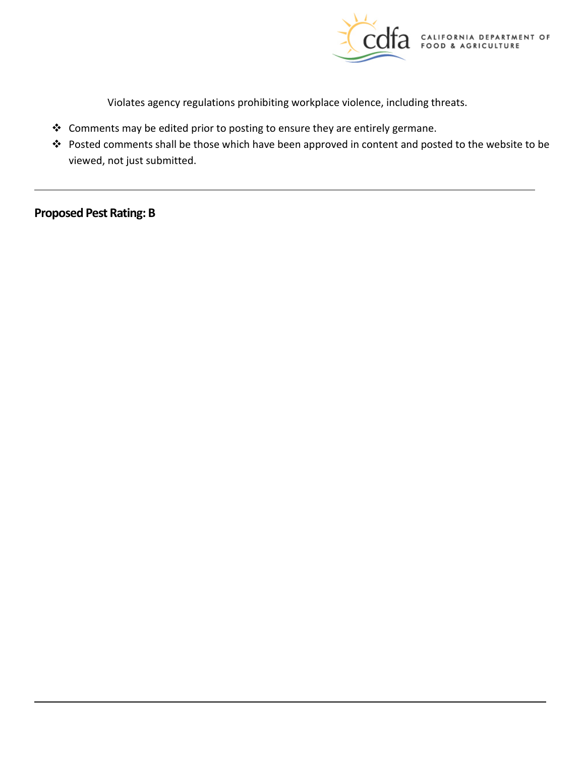Violates agency regulations prohibiting workplace violence, including threats.

- ❖ Comments may be edited prior to posting to ensure they are entirely germane.
- ❖ Posted comments shall be those which have been approved in content and posted to the website to be viewed, not just submitted.

---

**Proposed Pest Rating: B**